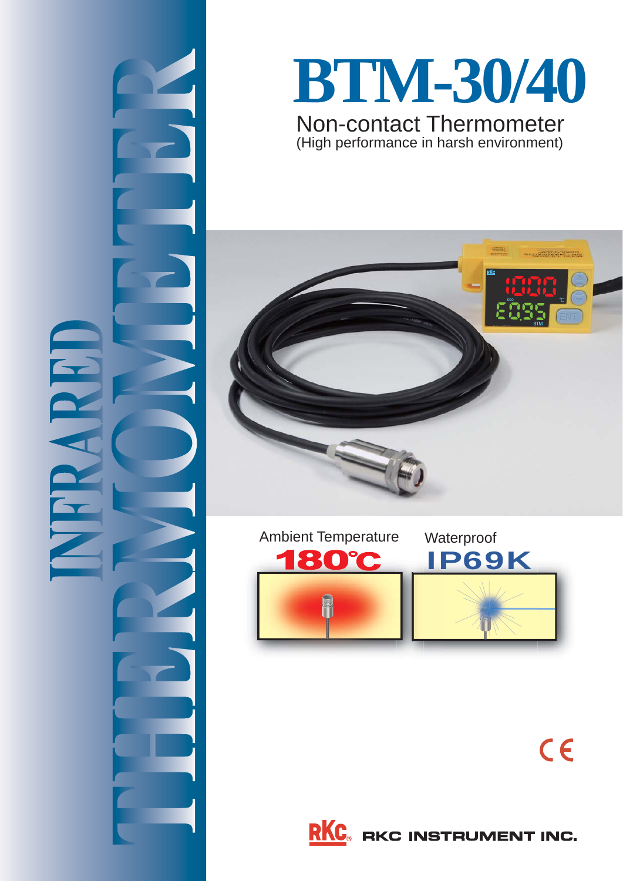# INFRARED THERMOMETER

# BTM-30/40

## Non-contact Thermometer

(High performance in harsh environment)

Ambient Temperature **180℃**

Waterproof **IP69K**

CE

RKC INSTRUMENT INC.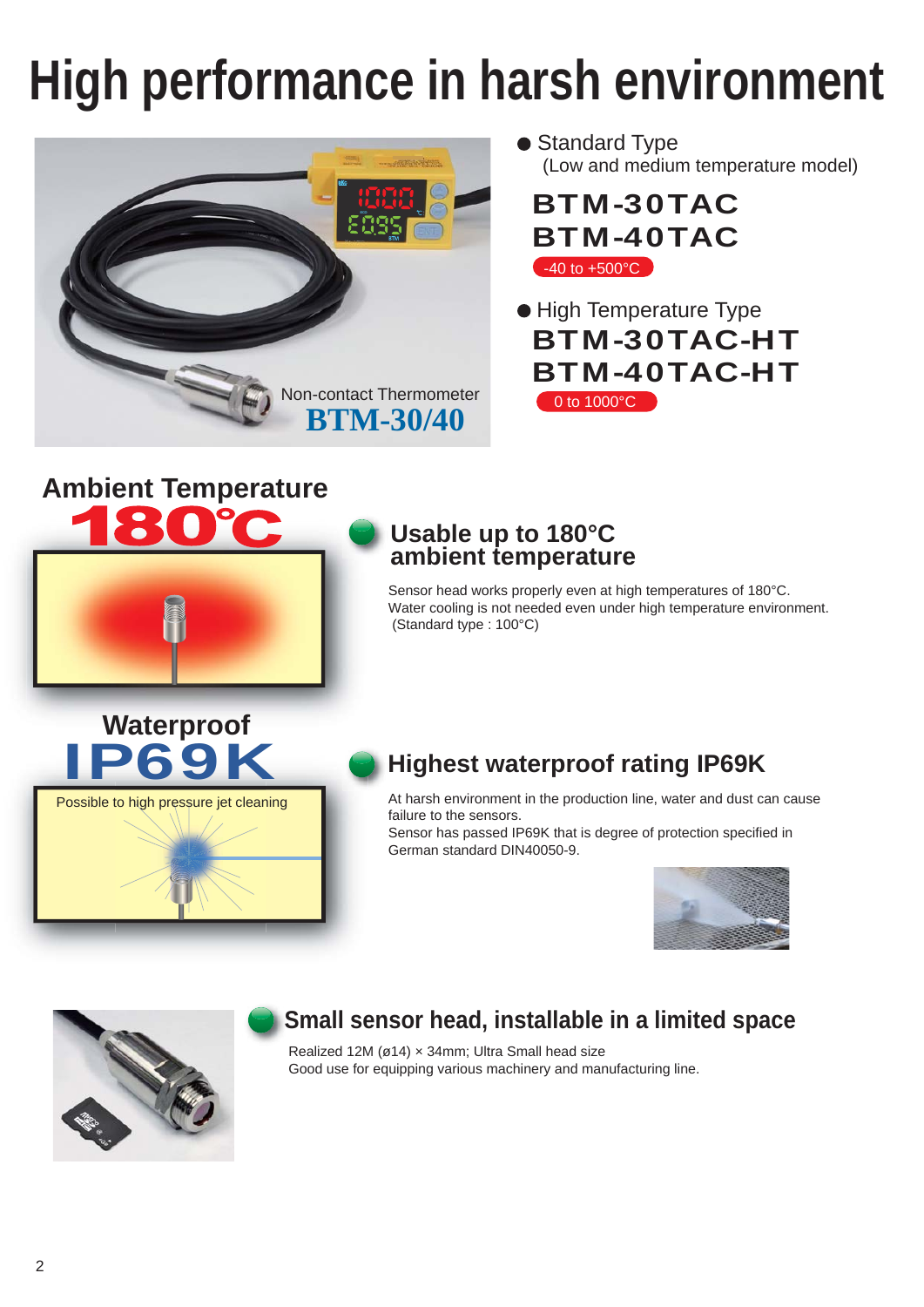# High performance in harsh environment

Non-contact Thermometer
**BTM-30/40**

- Standard Type
  (Low and medium temperature model)

**BTM-30TAC**
**BTM-40TAC**
-40 to +500°C

- High Temperature Type

**BTM-30TAC-HT**
**BTM-40TAC-HT**
0 to 1000°C

## Ambient Temperature 180℃

### Usable up to 180°C ambient temperature

Sensor head works properly even at high temperatures of 180°C.
Water cooling is not needed even under high temperature environment.
(Standard type : 100°C)

## Waterproof IP69K

Possible to high pressure jet cleaning

### Highest waterproof rating IP69K

At harsh environment in the production line, water and dust can cause failure to the sensors.
Sensor has passed IP69K that is degree of protection specified in German standard DIN40050-9.

### Small sensor head, installable in a limited space

Realized 12M (ø14) × 34mm; Ultra Small head size
Good use for equipping various machinery and manufacturing line.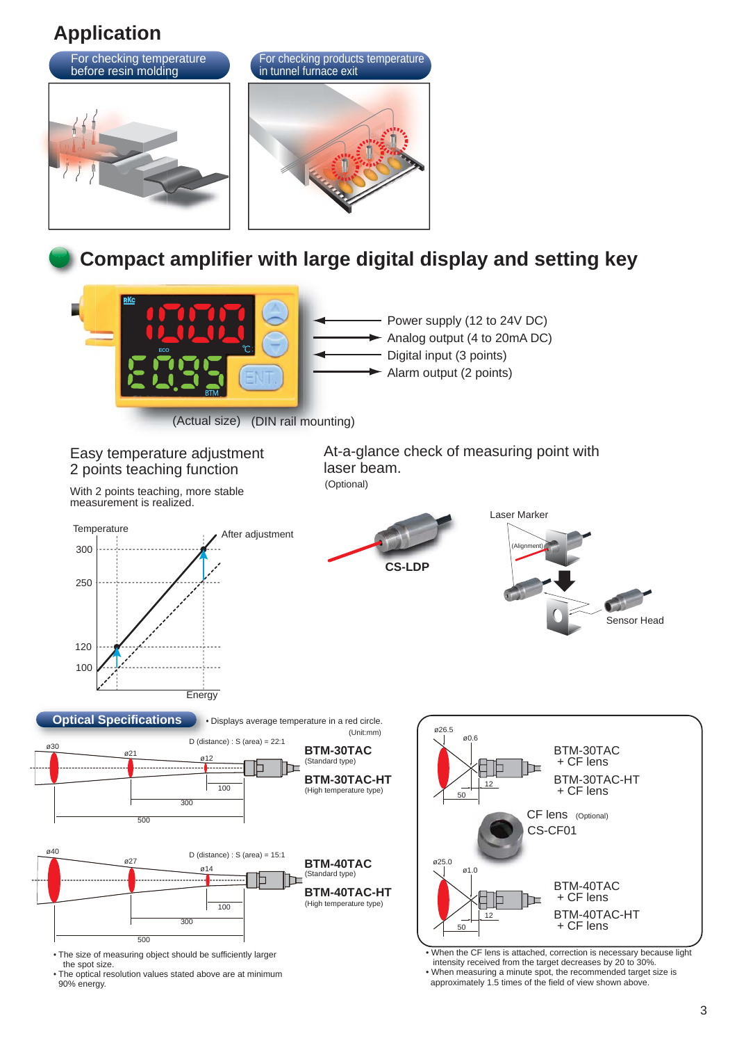# Application

**For checking temperature before resin molding**

**For checking products temperature in tunnel furnace exit**

## Compact amplifier with large digital display and setting key

- Power supply (12 to 24V DC)
- Analog output (4 to 20mA DC)
- Digital input (3 points)
- Alarm output (2 points)

(Actual size) (DIN rail mounting)

### Easy temperature adjustment 2 points teaching function

With 2 points teaching, more stable measurement is realized.

Temperature: 300, 250, 120, 100 — After adjustment — Energy

### At-a-glance check of measuring point with laser beam.

(Optional)

CS-LDP

Laser Marker (Alignment) Sensor Head

## Optical Specifications

• Displays average temperature in a red circle.

(Unit:mm)

**BTM-30TAC** (Standard type)
**BTM-30TAC-HT** (High temperature type)

D (distance) : S (area) = 22:1

ø30 at 500, ø21 at 300, ø12 at 100

**BTM-40TAC** (Standard type)
**BTM-40TAC-HT** (High temperature type)

D (distance) : S (area) = 15:1

ø40 at 500, ø27 at 300, ø14 at 100

- The size of measuring object should be sufficiently larger the spot size.
- The optical resolution values stated above are at minimum 90% energy.

BTM-30TAC + CF lens
BTM-30TAC-HT + CF lens

ø26.5 at 50, ø0.6 at 12

CF lens (Optional)
CS-CF01

BTM-40TAC + CF lens
BTM-40TAC-HT + CF lens

ø25.0 at 50, ø1.0 at 12

- When the CF lens is attached, correction is necessary because light intensity received from the target decreases by 20 to 30%.
- When measuring a minute spot, the recommended target size is approximately 1.5 times of the field of view shown above.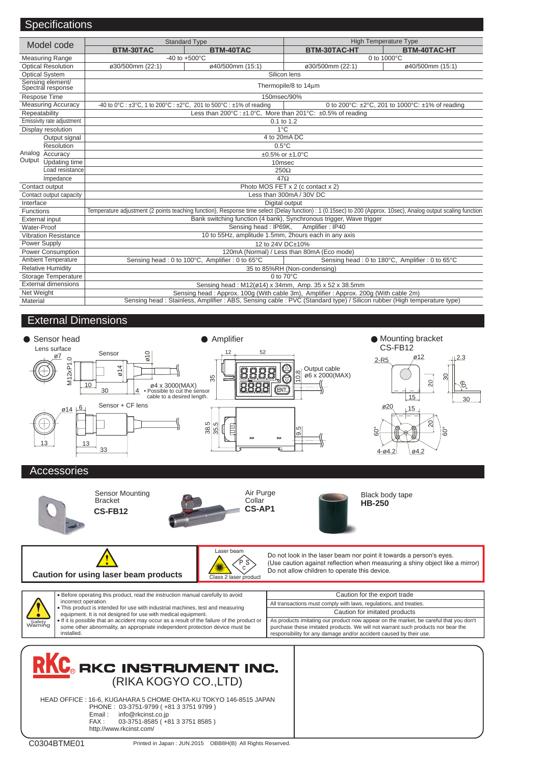## Specifications

| Model code | Standard Type | | High Temperature Type | |
|---|---|---|---|---|
| | BTM-30TAC | BTM-40TAC | BTM-30TAC-HT | BTM-40TAC-HT |
| Measuring Range | -40 to +500°C | | 0 to 1000°C | |
| Optical Resolution | ø30/500mm (22:1) | ø40/500mm (15:1) | ø30/500mm (22:1) | ø40/500mm (15:1) |
| Optical System | Silicon lens | | | |
| Sensing element/ Spectral response | Thermopile/8 to 14μm | | | |
| Respose Time | 150msec/90% | | | |
| Measuring Accuracy | -40 to 0°C : ±3°C, 1 to 200°C : ±2°C, 201 to 500°C : ±1% of reading | | 0 to 200°C: ±2°C, 201 to 1000°C: ±1% of reading | |
| Repeatability | Less than 200°C : ±1.0°C, More than 201°C: ±0.5% of reading | | | |
| Emissivity rate adjustment | 0.1 to 1.2 | | | |
| Display resolution | 1°C | | | |
| Analog Output: Output signal | 4 to 20mA DC | | | |
| Analog Output: Resolution | 0.5°C | | | |
| Analog Output: Accuracy | ±0.5% or ±1.0°C | | | |
| Analog Output: Updating time | 10msec | | | |
| Analog Output: Load resistance | 250Ω | | | |
| Analog Output: Impedance | 47Ω | | | |
| Contact output | Photo MOS FET x 2 (c contact x 2) | | | |
| Contact output capacity | Less than 300mA / 30V DC | | | |
| Interface | Digital output | | | |
| Functions | Temperature adjustment (2 points teaching function), Response time select (Delay function) : 1 (0.15sec) to 200 (Approx. 10sec), Analog output scaling function | | | |
| External input | Bank switching function (4 bank), Synchronous trigger, Wave trigger | | | |
| Water-Proof | Sensing head : IP69K, Amplifier : IP40 | | | |
| Vibration Resistance | 10 to 55Hz, amplitude 1.5mm, 2hours each in any axis | | | |
| Power Supply | 12 to 24V DC±10% | | | |
| Power Consumption | 120mA (Normal) / Less than 80mA (Eco mode) | | | |
| Ambient Temperature | Sensing head : 0 to 100°C, Amplifier : 0 to 65°C | | Sensing head : 0 to 180°C, Amplifier : 0 to 65°C | |
| Relative Humidity | 35 to 85%RH (Non-condensing) | | | |
| Storage Temperature | 0 to 70°C | | | |
| External dimensions | Sensing head : M12(ø14) x 34mm, Amp. 35 x 52 x 38.5mm | | | |
| Net Weight | Sensing head : Approx. 100g (With cable 3m), Amplifier : Approx. 200g (With cable 2m) | | | |
| Material | Sensing head : Stainless, Amplifier : ABS, Sensing cable : PVC (Standard type) / Silicon rubber (High temperature type) | | | |

## External Dimensions

● Sensor head

Lens surface
ø7
M12xP1.0
Sensor
ø14
ø10
10
30
4
ø4 x 3000(MAX)
• Possible to cut the sensor cable to a desired length.

Sensor + CF lens
ø14
6
13
13
33

● Amplifier

12
52
35
10.8
Output cable
ø6 x 2000(MAX)
38.5
35.5
9.5

● Mounting bracket
CS-FB12

2-R5
ø12
2.3
20
30
15
30
60°
ø20
15
20
60°
60°
4-ø4.2
ø4.2

## Accessories

Sensor Mounting Bracket
**CS-FB12**

Air Purge Collar
**CS-AP1**

Black body tape
**HB-250**

**Caution for using laser beam products**

Laser beam
Class 2 laser product

Do not look in the laser beam nor point it towards a person's eyes.
(Use caution against reflection when measuring a shiny object like a mirror)
Do not allow children to operate this device.

Safety Warning

- Before operating this product, read the instruction manual carefully to avoid incorrect operation.
- This product is intended for use with industrial machines, test and measuring equipment. It is not designed for use with medical equipment.
- If it is possible that an accident may occur as a result of the failure of the product or some other abnormality, an appropriate independent protection device must be installed.

Caution for the export trade

All transactions must comply with laws, regulations, and treaties.

Caution for imitated products

As products imitating our product now appear on the market, be careful that you don't purchase these imitated products. We will not warrant such products nor bear the responsibility for any damage and/or accident caused by their use.

**RKC INSTRUMENT INC.**
(RIKA KOGYO CO.,LTD)

HEAD OFFICE : 16-6, KUGAHARA 5 CHOME OHTA-KU TOKYO 146-8515 JAPAN
PHONE : 03-3751-9799 ( +81 3 3751 9799 )
Email : info@rkcinst.co.jp
FAX : 03-3751-8585 ( +81 3 3751 8585 )
http://www.rkcinst.com/

C0304BTME01

Printed in Japan : JUN.2015 OBB8H(B) All Rights Reserved.